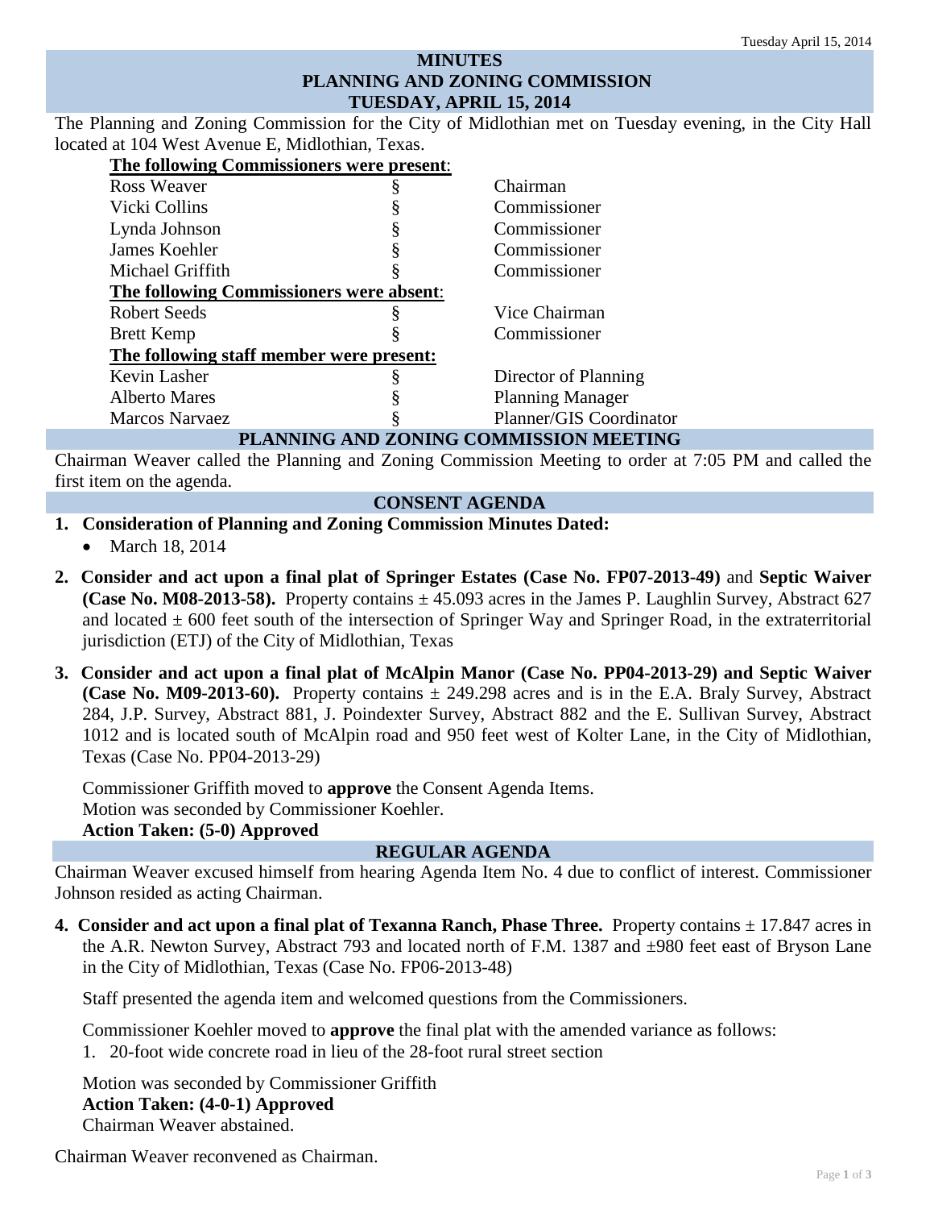# MINUTES
# PLANNING AND ZONING COMMISSION
# TUESDAY, APRIL 15, 2014

The Planning and Zoning Commission for the City of Midlothian met on Tuesday evening, in the City Hall located at 104 West Avenue E, Midlothian, Texas.

**The following Commissioners were present:**

| | | |
|---|---|---|
| Ross Weaver | § | Chairman |
| Vicki Collins | § | Commissioner |
| Lynda Johnson | § | Commissioner |
| James Koehler | § | Commissioner |
| Michael Griffith | § | Commissioner |

**The following Commissioners were absent:**

| | | |
|---|---|---|
| Robert Seeds | § | Vice Chairman |
| Brett Kemp | § | Commissioner |

**The following staff member were present:**

| | | |
|---|---|---|
| Kevin Lasher | § | Director of Planning |
| Alberto Mares | § | Planning Manager |
| Marcos Narvaez | § | Planner/GIS Coordinator |

## PLANNING AND ZONING COMMISSION MEETING

Chairman Weaver called the Planning and Zoning Commission Meeting to order at 7:05 PM and called the first item on the agenda.

## CONSENT AGENDA

1. **Consideration of Planning and Zoning Commission Minutes Dated:**
   - March 18, 2014

2. **Consider and act upon a final plat of Springer Estates (Case No. FP07-2013-49)** and **Septic Waiver (Case No. M08-2013-58).** Property contains ± 45.093 acres in the James P. Laughlin Survey, Abstract 627 and located ± 600 feet south of the intersection of Springer Way and Springer Road, in the extraterritorial jurisdiction (ETJ) of the City of Midlothian, Texas

3. **Consider and act upon a final plat of McAlpin Manor (Case No. PP04-2013-29) and Septic Waiver (Case No. M09-2013-60).** Property contains ± 249.298 acres and is in the E.A. Braly Survey, Abstract 284, J.P. Survey, Abstract 881, J. Poindexter Survey, Abstract 882 and the E. Sullivan Survey, Abstract 1012 and is located south of McAlpin road and 950 feet west of Kolter Lane, in the City of Midlothian, Texas (Case No. PP04-2013-29)

   Commissioner Griffith moved to **approve** the Consent Agenda Items.
   Motion was seconded by Commissioner Koehler.
   **Action Taken: (5-0) Approved**

## REGULAR AGENDA

Chairman Weaver excused himself from hearing Agenda Item No. 4 due to conflict of interest. Commissioner Johnson resided as acting Chairman.

4. **Consider and act upon a final plat of Texanna Ranch, Phase Three.** Property contains ± 17.847 acres in the A.R. Newton Survey, Abstract 793 and located north of F.M. 1387 and ±980 feet east of Bryson Lane in the City of Midlothian, Texas (Case No. FP06-2013-48)

   Staff presented the agenda item and welcomed questions from the Commissioners.

   Commissioner Koehler moved to **approve** the final plat with the amended variance as follows:
   1. 20-foot wide concrete road in lieu of the 28-foot rural street section

   Motion was seconded by Commissioner Griffith
   **Action Taken: (4-0-1) Approved**
   Chairman Weaver abstained.

Chairman Weaver reconvened as Chairman.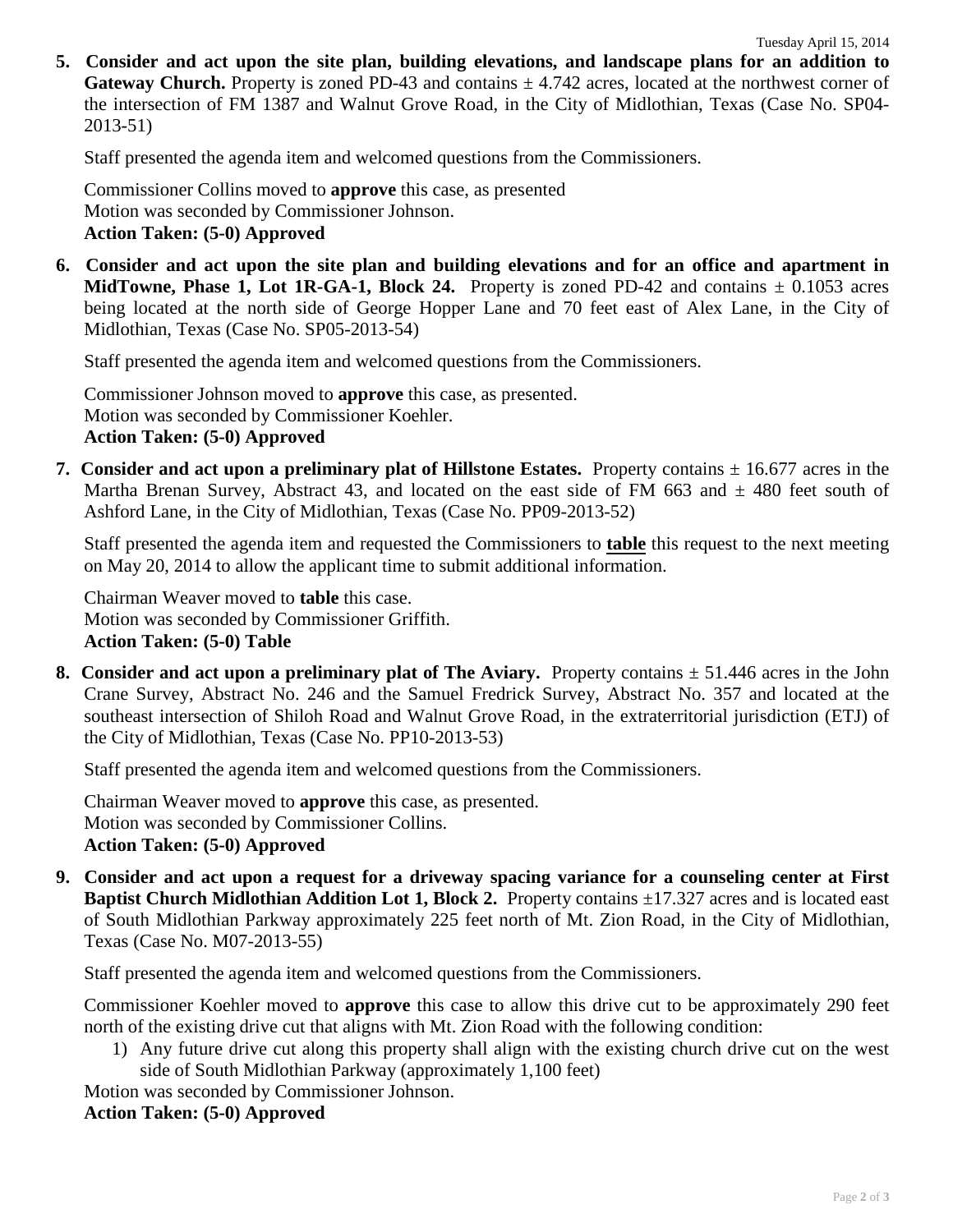5. **Consider and act upon the site plan, building elevations, and landscape plans for an addition to Gateway Church.** Property is zoned PD-43 and contains ± 4.742 acres, located at the northwest corner of the intersection of FM 1387 and Walnut Grove Road, in the City of Midlothian, Texas (Case No. SP04-2013-51)

   Staff presented the agenda item and welcomed questions from the Commissioners.

   Commissioner Collins moved to **approve** this case, as presented
   Motion was seconded by Commissioner Johnson.
   **Action Taken: (5-0) Approved**

6. **Consider and act upon the site plan and building elevations and for an office and apartment in MidTowne, Phase 1, Lot 1R-GA-1, Block 24.** Property is zoned PD-42 and contains ± 0.1053 acres being located at the north side of George Hopper Lane and 70 feet east of Alex Lane, in the City of Midlothian, Texas (Case No. SP05-2013-54)

   Staff presented the agenda item and welcomed questions from the Commissioners.

   Commissioner Johnson moved to **approve** this case, as presented.
   Motion was seconded by Commissioner Koehler.
   **Action Taken: (5-0) Approved**

7. **Consider and act upon a preliminary plat of Hillstone Estates.** Property contains ± 16.677 acres in the Martha Brenan Survey, Abstract 43, and located on the east side of FM 663 and ± 480 feet south of Ashford Lane, in the City of Midlothian, Texas (Case No. PP09-2013-52)

   Staff presented the agenda item and requested the Commissioners to **table** this request to the next meeting on May 20, 2014 to allow the applicant time to submit additional information.

   Chairman Weaver moved to **table** this case.
   Motion was seconded by Commissioner Griffith.
   **Action Taken: (5-0) Table**

8. **Consider and act upon a preliminary plat of The Aviary.** Property contains ± 51.446 acres in the John Crane Survey, Abstract No. 246 and the Samuel Fredrick Survey, Abstract No. 357 and located at the southeast intersection of Shiloh Road and Walnut Grove Road, in the extraterritorial jurisdiction (ETJ) of the City of Midlothian, Texas (Case No. PP10-2013-53)

   Staff presented the agenda item and welcomed questions from the Commissioners.

   Chairman Weaver moved to **approve** this case, as presented.
   Motion was seconded by Commissioner Collins.
   **Action Taken: (5-0) Approved**

9. **Consider and act upon a request for a driveway spacing variance for a counseling center at First Baptist Church Midlothian Addition Lot 1, Block 2.** Property contains ±17.327 acres and is located east of South Midlothian Parkway approximately 225 feet north of Mt. Zion Road, in the City of Midlothian, Texas (Case No. M07-2013-55)

   Staff presented the agenda item and welcomed questions from the Commissioners.

   Commissioner Koehler moved to **approve** this case to allow this drive cut to be approximately 290 feet north of the existing drive cut that aligns with Mt. Zion Road with the following condition:

   1) Any future drive cut along this property shall align with the existing church drive cut on the west side of South Midlothian Parkway (approximately 1,100 feet)

   Motion was seconded by Commissioner Johnson.
   **Action Taken: (5-0) Approved**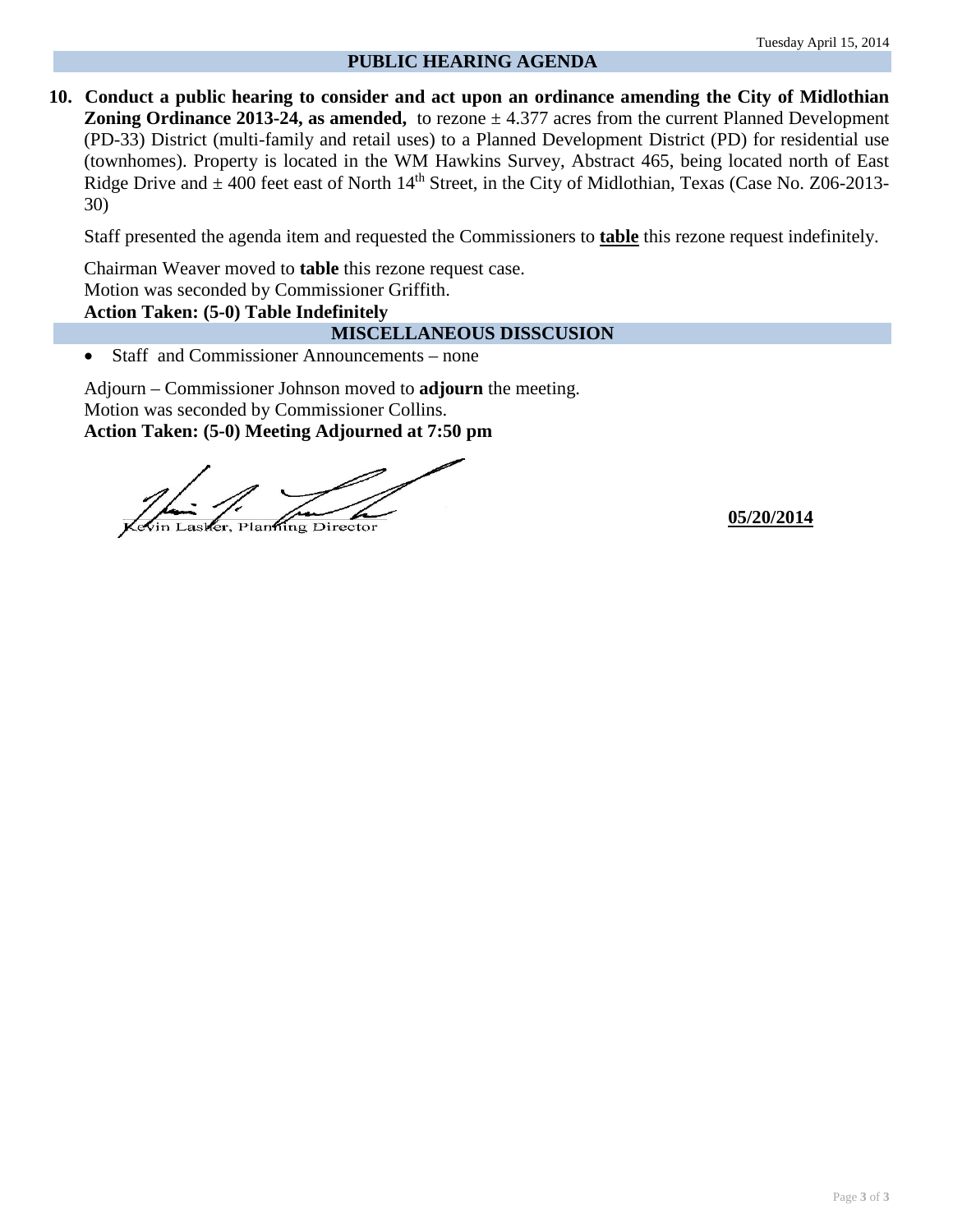Tuesday April 15, 2014

## PUBLIC HEARING AGENDA

**10. Conduct a public hearing to consider and act upon an ordinance amending the City of Midlothian Zoning Ordinance 2013-24, as amended,** to rezone ± 4.377 acres from the current Planned Development (PD-33) District (multi-family and retail uses) to a Planned Development District (PD) for residential use (townhomes). Property is located in the WM Hawkins Survey, Abstract 465, being located north of East Ridge Drive and ± 400 feet east of North 14th Street, in the City of Midlothian, Texas (Case No. Z06-2013-30)

Staff presented the agenda item and requested the Commissioners to **table** this rezone request indefinitely.

Chairman Weaver moved to **table** this rezone request case.
Motion was seconded by Commissioner Griffith.
**Action Taken: (5-0) Table Indefinitely**

## MISCELLANEOUS DISSCUSION

- Staff and Commissioner Announcements – none

Adjourn – Commissioner Johnson moved to **adjourn** the meeting.
Motion was seconded by Commissioner Collins.
**Action Taken: (5-0) Meeting Adjourned at 7:50 pm**

Kevin Lasher, Planning Director

**05/20/2014**